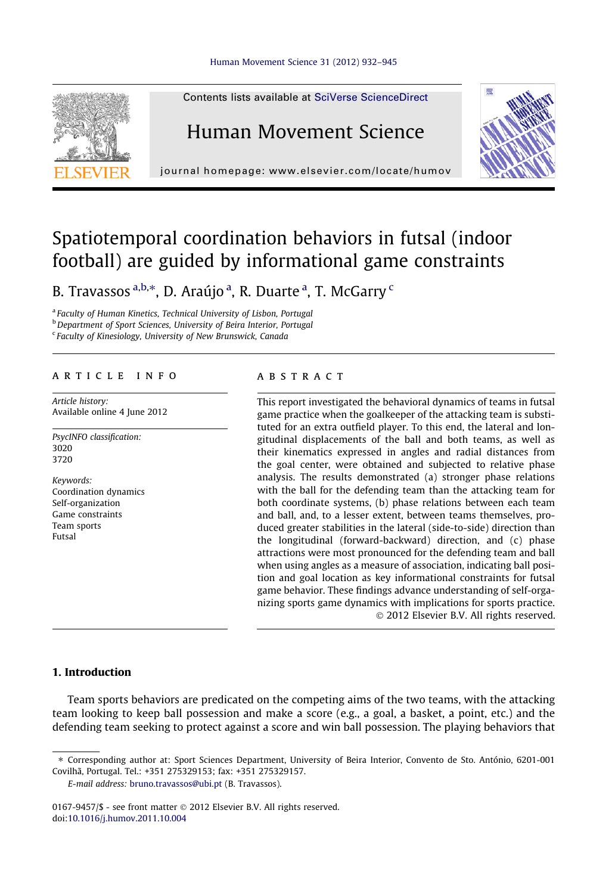# Spatiotemporal coordination behaviors in futsal (indoor football) are guided by informational game constraints

B. Travassos [a,b,*], D. Araújo [a], R. Duarte [a], T. McGarry [c]

[a] Faculty of Human Kinetics, Technical University of Lisbon, Portugal
[b] Department of Sport Sciences, University of Beira Interior, Portugal
[c] Faculty of Kinesiology, University of New Brunswick, Canada

## ARTICLE INFO

*Article history:*
Available online 4 June 2012

*PsycINFO classification:*
3020
3720

*Keywords:*
Coordination dynamics
Self-organization
Game constraints
Team sports
Futsal

## ABSTRACT

This report investigated the behavioral dynamics of teams in futsal game practice when the goalkeeper of the attacking team is substituted for an extra outfield player. To this end, the lateral and longitudinal displacements of the ball and both teams, as well as their kinematics expressed in angles and radial distances from the goal center, were obtained and subjected to relative phase analysis. The results demonstrated (a) stronger phase relations with the ball for the defending team than the attacking team for both coordinate systems, (b) phase relations between each team and ball, and, to a lesser extent, between teams themselves, produced greater stabilities in the lateral (side-to-side) direction than the longitudinal (forward-backward) direction, and (c) phase attractions were most pronounced for the defending team and ball when using angles as a measure of association, indicating ball position and goal location as key informational constraints for futsal game behavior. These findings advance understanding of self-organizing sports game dynamics with implications for sports practice.

© 2012 Elsevier B.V. All rights reserved.

## 1. Introduction

Team sports behaviors are predicated on the competing aims of the two teams, with the attacking team looking to keep ball possession and make a score (e.g., a goal, a basket, a point, etc.) and the defending team seeking to protect against a score and win ball possession. The playing behaviors that

---

* Corresponding author at: Sport Sciences Department, University of Beira Interior, Convento de Sto. António, 6201-001 Covilhã, Portugal. Tel.: +351 275329153; fax: +351 275329157.

*E-mail address:* bruno.travassos@ubi.pt (B. Travassos).

0167-9457/$ - see front matter © 2012 Elsevier B.V. All rights reserved.
doi:10.1016/j.humov.2011.10.004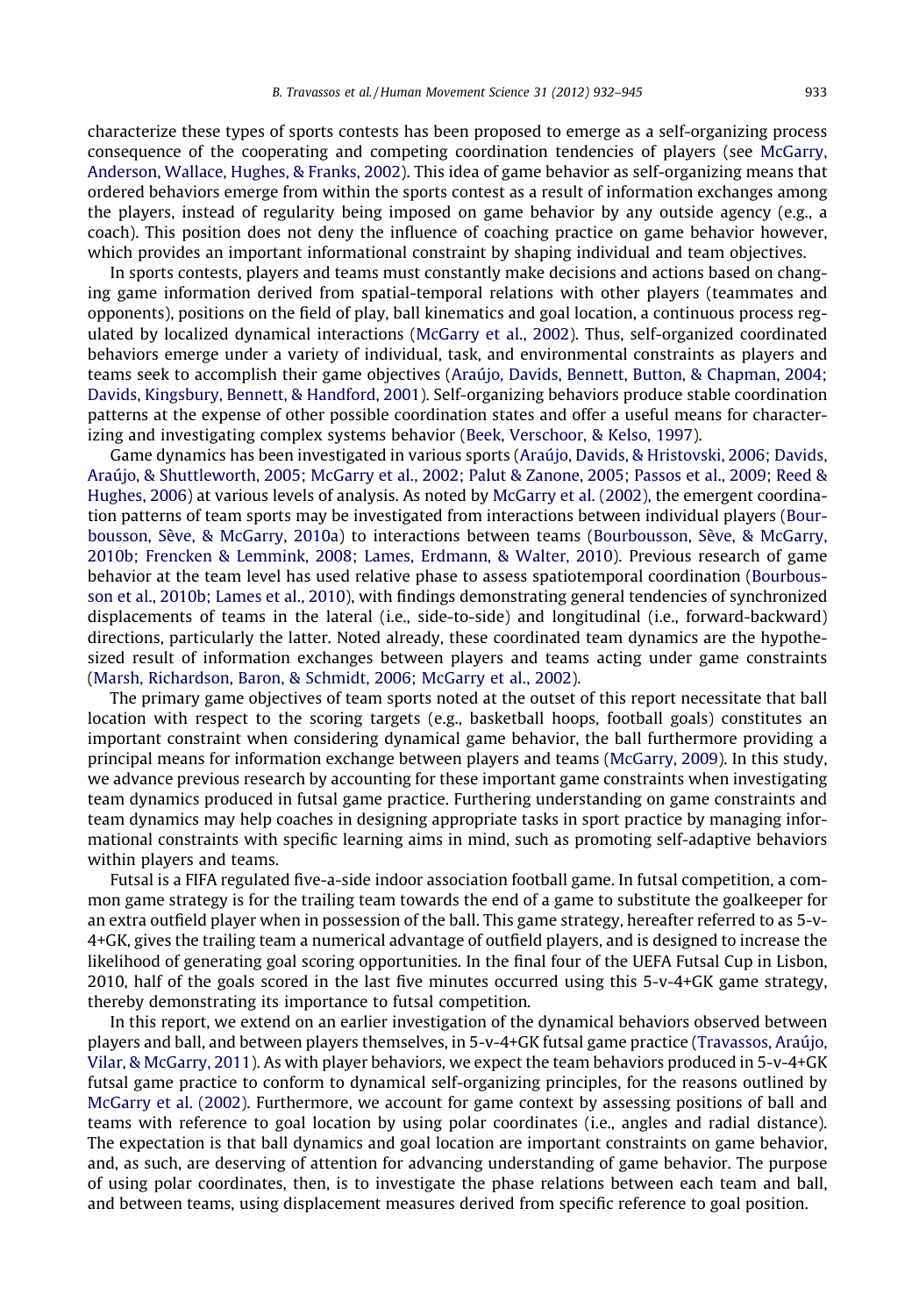characterize these types of sports contests has been proposed to emerge as a self-organizing process consequence of the cooperating and competing coordination tendencies of players (see McGarry, Anderson, Wallace, Hughes, & Franks, 2002). This idea of game behavior as self-organizing means that ordered behaviors emerge from within the sports contest as a result of information exchanges among the players, instead of regularity being imposed on game behavior by any outside agency (e.g., a coach). This position does not deny the influence of coaching practice on game behavior however, which provides an important informational constraint by shaping individual and team objectives.

In sports contests, players and teams must constantly make decisions and actions based on changing game information derived from spatial-temporal relations with other players (teammates and opponents), positions on the field of play, ball kinematics and goal location, a continuous process regulated by localized dynamical interactions (McGarry et al., 2002). Thus, self-organized coordinated behaviors emerge under a variety of individual, task, and environmental constraints as players and teams seek to accomplish their game objectives (Araújo, Davids, Bennett, Button, & Chapman, 2004; Davids, Kingsbury, Bennett, & Handford, 2001). Self-organizing behaviors produce stable coordination patterns at the expense of other possible coordination states and offer a useful means for characterizing and investigating complex systems behavior (Beek, Verschoor, & Kelso, 1997).

Game dynamics has been investigated in various sports (Araújo, Davids, & Hristovski, 2006; Davids, Araújo, & Shuttleworth, 2005; McGarry et al., 2002; Palut & Zanone, 2005; Passos et al., 2009; Reed & Hughes, 2006) at various levels of analysis. As noted by McGarry et al. (2002), the emergent coordination patterns of team sports may be investigated from interactions between individual players (Bourbousson, Sève, & McGarry, 2010a) to interactions between teams (Bourbousson, Sève, & McGarry, 2010b; Frencken & Lemmink, 2008; Lames, Erdmann, & Walter, 2010). Previous research of game behavior at the team level has used relative phase to assess spatiotemporal coordination (Bourbousson et al., 2010b; Lames et al., 2010), with findings demonstrating general tendencies of synchronized displacements of teams in the lateral (i.e., side-to-side) and longitudinal (i.e., forward-backward) directions, particularly the latter. Noted already, these coordinated team dynamics are the hypothesized result of information exchanges between players and teams acting under game constraints (Marsh, Richardson, Baron, & Schmidt, 2006; McGarry et al., 2002).

The primary game objectives of team sports noted at the outset of this report necessitate that ball location with respect to the scoring targets (e.g., basketball hoops, football goals) constitutes an important constraint when considering dynamical game behavior, the ball furthermore providing a principal means for information exchange between players and teams (McGarry, 2009). In this study, we advance previous research by accounting for these important game constraints when investigating team dynamics produced in futsal game practice. Furthering understanding on game constraints and team dynamics may help coaches in designing appropriate tasks in sport practice by managing informational constraints with specific learning aims in mind, such as promoting self-adaptive behaviors within players and teams.

Futsal is a FIFA regulated five-a-side indoor association football game. In futsal competition, a common game strategy is for the trailing team towards the end of a game to substitute the goalkeeper for an extra outfield player when in possession of the ball. This game strategy, hereafter referred to as 5-v-4+GK, gives the trailing team a numerical advantage of outfield players, and is designed to increase the likelihood of generating goal scoring opportunities. In the final four of the UEFA Futsal Cup in Lisbon, 2010, half of the goals scored in the last five minutes occurred using this 5-v-4+GK game strategy, thereby demonstrating its importance to futsal competition.

In this report, we extend on an earlier investigation of the dynamical behaviors observed between players and ball, and between players themselves, in 5-v-4+GK futsal game practice (Travassos, Araújo, Vilar, & McGarry, 2011). As with player behaviors, we expect the team behaviors produced in 5-v-4+GK futsal game practice to conform to dynamical self-organizing principles, for the reasons outlined by McGarry et al. (2002). Furthermore, we account for game context by assessing positions of ball and teams with reference to goal location by using polar coordinates (i.e., angles and radial distance). The expectation is that ball dynamics and goal location are important constraints on game behavior, and, as such, are deserving of attention for advancing understanding of game behavior. The purpose of using polar coordinates, then, is to investigate the phase relations between each team and ball, and between teams, using displacement measures derived from specific reference to goal position.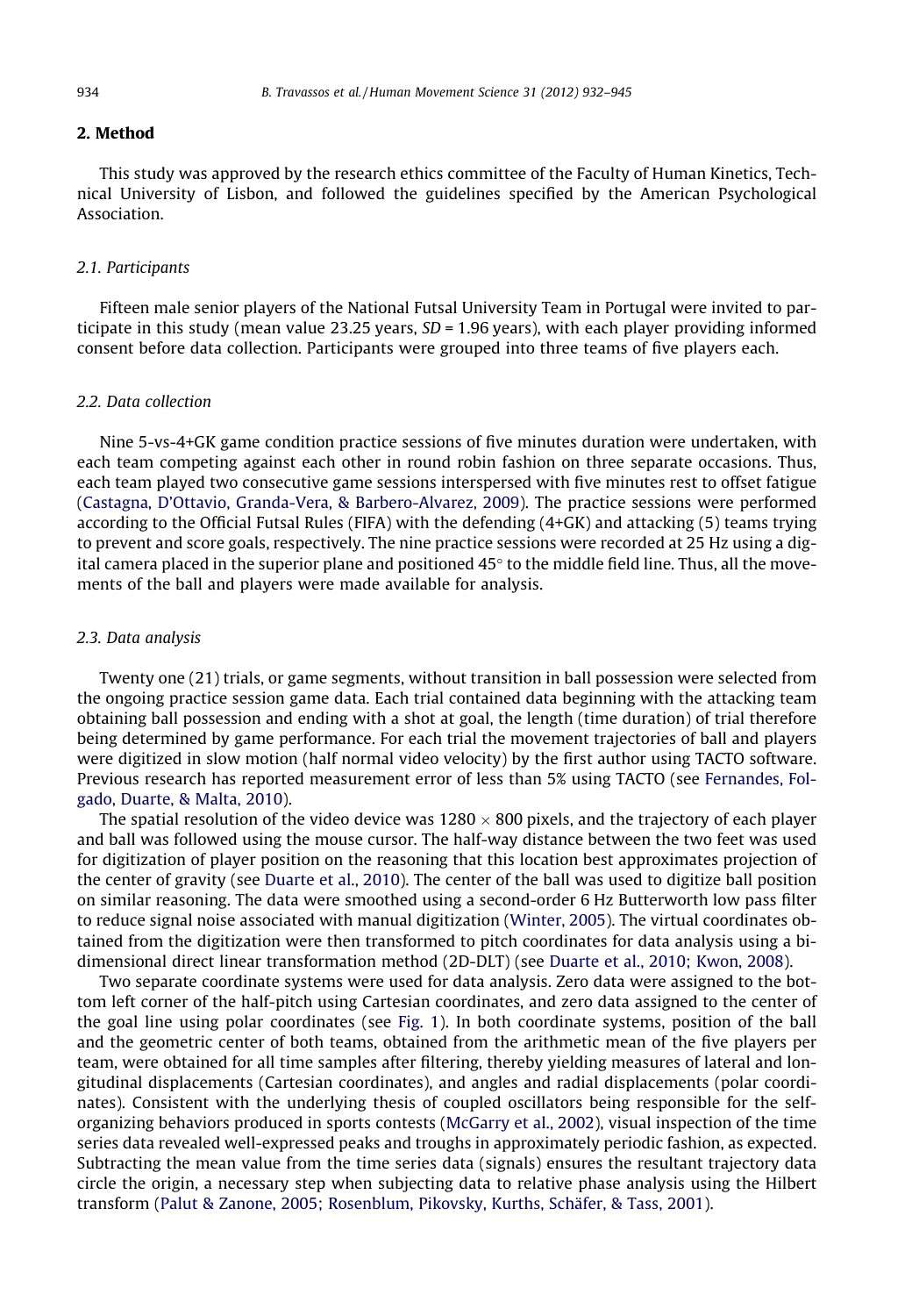## 2. Method

This study was approved by the research ethics committee of the Faculty of Human Kinetics, Technical University of Lisbon, and followed the guidelines specified by the American Psychological Association.

### 2.1. Participants

Fifteen male senior players of the National Futsal University Team in Portugal were invited to participate in this study (mean value 23.25 years, *SD* = 1.96 years), with each player providing informed consent before data collection. Participants were grouped into three teams of five players each.

### 2.2. Data collection

Nine 5-vs-4+GK game condition practice sessions of five minutes duration were undertaken, with each team competing against each other in round robin fashion on three separate occasions. Thus, each team played two consecutive game sessions interspersed with five minutes rest to offset fatigue (Castagna, D'Ottavio, Granda-Vera, & Barbero-Alvarez, 2009). The practice sessions were performed according to the Official Futsal Rules (FIFA) with the defending (4+GK) and attacking (5) teams trying to prevent and score goals, respectively. The nine practice sessions were recorded at 25 Hz using a digital camera placed in the superior plane and positioned 45° to the middle field line. Thus, all the movements of the ball and players were made available for analysis.

### 2.3. Data analysis

Twenty one (21) trials, or game segments, without transition in ball possession were selected from the ongoing practice session game data. Each trial contained data beginning with the attacking team obtaining ball possession and ending with a shot at goal, the length (time duration) of trial therefore being determined by game performance. For each trial the movement trajectories of ball and players were digitized in slow motion (half normal video velocity) by the first author using TACTO software. Previous research has reported measurement error of less than 5% using TACTO (see Fernandes, Folgado, Duarte, & Malta, 2010).

The spatial resolution of the video device was 1280 × 800 pixels, and the trajectory of each player and ball was followed using the mouse cursor. The half-way distance between the two feet was used for digitization of player position on the reasoning that this location best approximates projection of the center of gravity (see Duarte et al., 2010). The center of the ball was used to digitize ball position on similar reasoning. The data were smoothed using a second-order 6 Hz Butterworth low pass filter to reduce signal noise associated with manual digitization (Winter, 2005). The virtual coordinates obtained from the digitization were then transformed to pitch coordinates for data analysis using a bi-dimensional direct linear transformation method (2D-DLT) (see Duarte et al., 2010; Kwon, 2008).

Two separate coordinate systems were used for data analysis. Zero data were assigned to the bottom left corner of the half-pitch using Cartesian coordinates, and zero data assigned to the center of the goal line using polar coordinates (see Fig. 1). In both coordinate systems, position of the ball and the geometric center of both teams, obtained from the arithmetic mean of the five players per team, were obtained for all time samples after filtering, thereby yielding measures of lateral and longitudinal displacements (Cartesian coordinates), and angles and radial displacements (polar coordinates). Consistent with the underlying thesis of coupled oscillators being responsible for the self-organizing behaviors produced in sports contests (McGarry et al., 2002), visual inspection of the time series data revealed well-expressed peaks and troughs in approximately periodic fashion, as expected. Subtracting the mean value from the time series data (signals) ensures the resultant trajectory data circle the origin, a necessary step when subjecting data to relative phase analysis using the Hilbert transform (Palut & Zanone, 2005; Rosenblum, Pikovsky, Kurths, Schäfer, & Tass, 2001).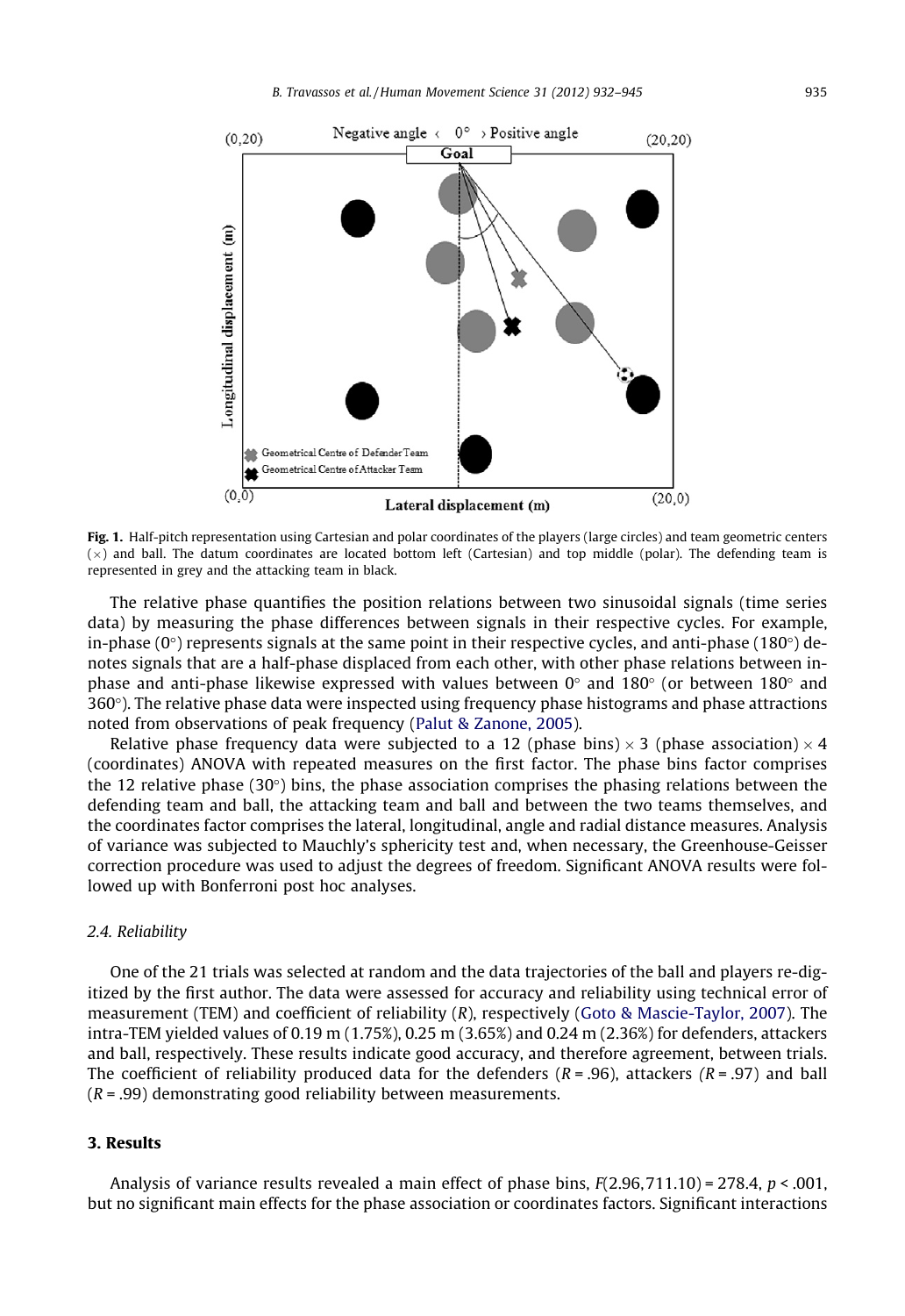Fig. 1. Half-pitch representation using Cartesian and polar coordinates of the players (large circles) and team geometric centers (×) and ball. The datum coordinates are located bottom left (Cartesian) and top middle (polar). The defending team is represented in grey and the attacking team in black.

The relative phase quantifies the position relations between two sinusoidal signals (time series data) by measuring the phase differences between signals in their respective cycles. For example, in-phase (0°) represents signals at the same point in their respective cycles, and anti-phase (180°) denotes signals that are a half-phase displaced from each other, with other phase relations between in-phase and anti-phase likewise expressed with values between 0° and 180° (or between 180° and 360°). The relative phase data were inspected using frequency phase histograms and phase attractions noted from observations of peak frequency (Palut & Zanone, 2005).

Relative phase frequency data were subjected to a 12 (phase bins) × 3 (phase association) × 4 (coordinates) ANOVA with repeated measures on the first factor. The phase bins factor comprises the 12 relative phase (30°) bins, the phase association comprises the phasing relations between the defending team and ball, the attacking team and ball and between the two teams themselves, and the coordinates factor comprises the lateral, longitudinal, angle and radial distance measures. Analysis of variance was subjected to Mauchly's sphericity test and, when necessary, the Greenhouse-Geisser correction procedure was used to adjust the degrees of freedom. Significant ANOVA results were followed up with Bonferroni post hoc analyses.

### 2.4. Reliability

One of the 21 trials was selected at random and the data trajectories of the ball and players re-digitized by the first author. The data were assessed for accuracy and reliability using technical error of measurement (TEM) and coefficient of reliability (*R*), respectively (Goto & Mascie-Taylor, 2007). The intra-TEM yielded values of 0.19 m (1.75%), 0.25 m (3.65%) and 0.24 m (2.36%) for defenders, attackers and ball, respectively. These results indicate good accuracy, and therefore agreement, between trials. The coefficient of reliability produced data for the defenders ($R = .96$), attackers ($R = .97$) and ball ($R = .99$) demonstrating good reliability between measurements.

## 3. Results

Analysis of variance results revealed a main effect of phase bins, $F(2.96, 711.10) = 278.4$, $p < .001$, but no significant main effects for the phase association or coordinates factors. Significant interactions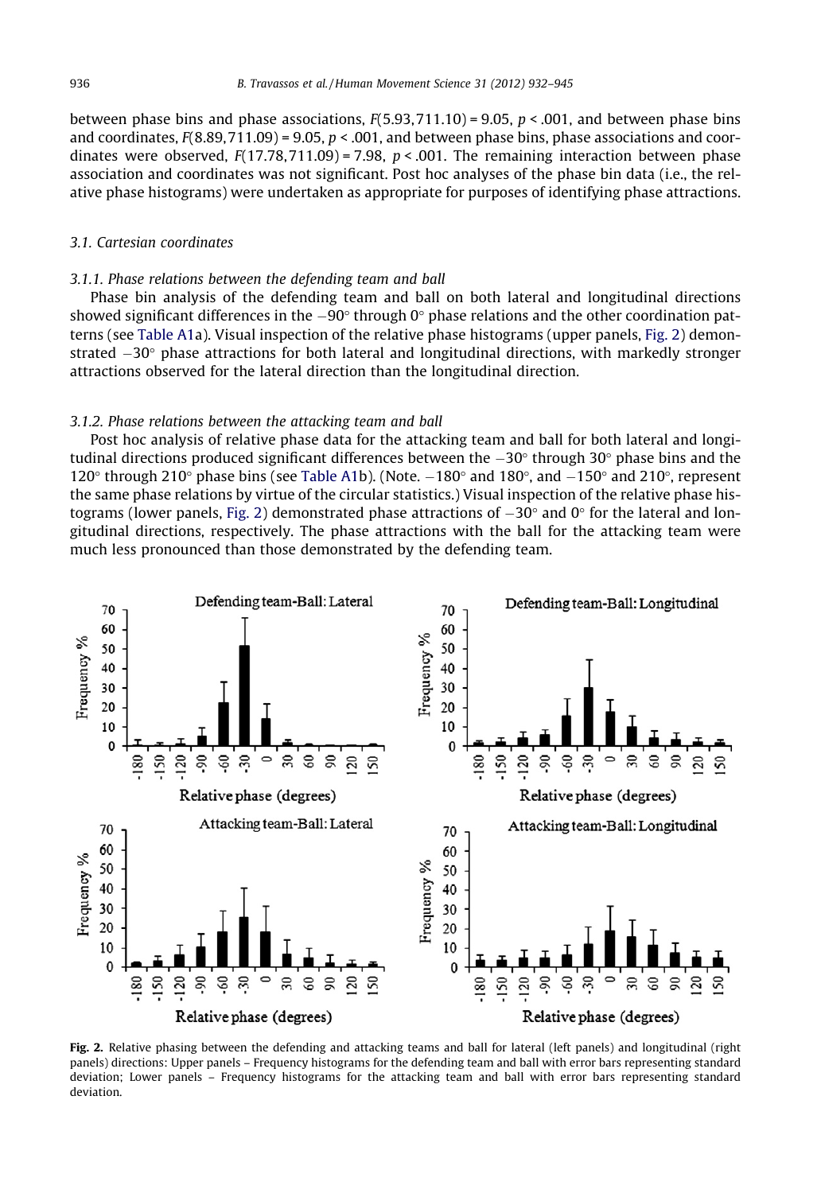between phase bins and phase associations, $F(5.93, 711.10) = 9.05$, $p < .001$, and between phase bins and coordinates, $F(8.89, 711.09) = 9.05$, $p < .001$, and between phase bins, phase associations and coordinates were observed, $F(17.78, 711.09) = 7.98$, $p < .001$. The remaining interaction between phase association and coordinates was not significant. Post hoc analyses of the phase bin data (i.e., the relative phase histograms) were undertaken as appropriate for purposes of identifying phase attractions.

### 3.1. Cartesian coordinates

#### 3.1.1. Phase relations between the defending team and ball

Phase bin analysis of the defending team and ball on both lateral and longitudinal directions showed significant differences in the −90° through 0° phase relations and the other coordination patterns (see Table A1a). Visual inspection of the relative phase histograms (upper panels, Fig. 2) demonstrated −30° phase attractions for both lateral and longitudinal directions, with markedly stronger attractions observed for the lateral direction than the longitudinal direction.

#### 3.1.2. Phase relations between the attacking team and ball

Post hoc analysis of relative phase data for the attacking team and ball for both lateral and longitudinal directions produced significant differences between the −30° through 30° phase bins and the 120° through 210° phase bins (see Table A1b). (Note. −180° and 180°, and −150° and 210°, represent the same phase relations by virtue of the circular statistics.) Visual inspection of the relative phase histograms (lower panels, Fig. 2) demonstrated phase attractions of −30° and 0° for the lateral and longitudinal directions, respectively. The phase attractions with the ball for the attacking team were much less pronounced than those demonstrated by the defending team.

**Fig. 2.** Relative phasing between the defending and attacking teams and ball for lateral (left panels) and longitudinal (right panels) directions: Upper panels – Frequency histograms for the defending team and ball with error bars representing standard deviation; Lower panels – Frequency histograms for the attacking team and ball with error bars representing standard deviation.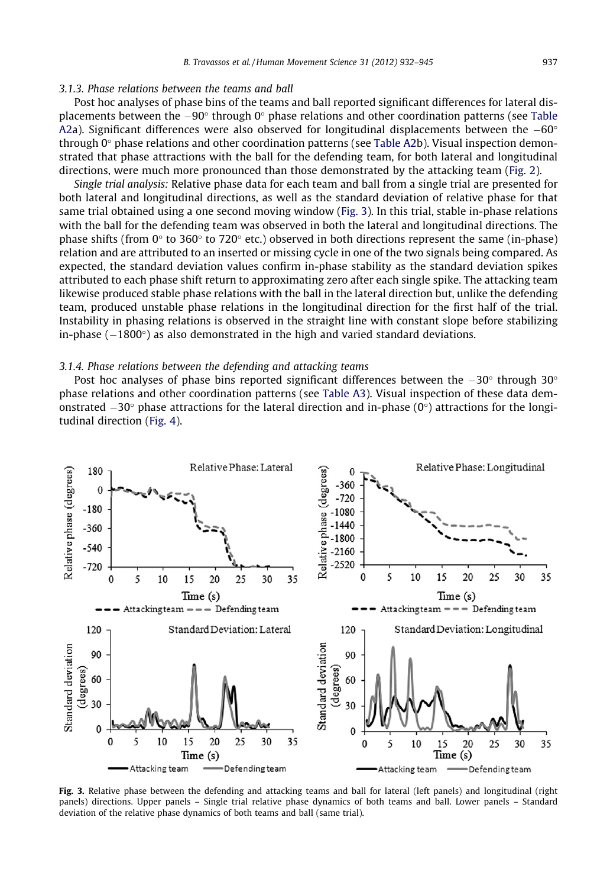#### 3.1.3. Phase relations between the teams and ball

Post hoc analyses of phase bins of the teams and ball reported significant differences for lateral displacements between the −90° through 0° phase relations and other coordination patterns (see Table A2a). Significant differences were also observed for longitudinal displacements between the −60° through 0° phase relations and other coordination patterns (see Table A2b). Visual inspection demonstrated that phase attractions with the ball for the defending team, for both lateral and longitudinal directions, were much more pronounced than those demonstrated by the attacking team (Fig. 2).

*Single trial analysis:* Relative phase data for each team and ball from a single trial are presented for both lateral and longitudinal directions, as well as the standard deviation of relative phase for that same trial obtained using a one second moving window (Fig. 3). In this trial, stable in-phase relations with the ball for the defending team was observed in both the lateral and longitudinal directions. The phase shifts (from 0° to 360° to 720° etc.) observed in both directions represent the same (in-phase) relation and are attributed to an inserted or missing cycle in one of the two signals being compared. As expected, the standard deviation values confirm in-phase stability as the standard deviation spikes attributed to each phase shift return to approximating zero after each single spike. The attacking team likewise produced stable phase relations with the ball in the lateral direction but, unlike the defending team, produced unstable phase relations in the longitudinal direction for the first half of the trial. Instability in phasing relations is observed in the straight line with constant slope before stabilizing in-phase (−1800°) as also demonstrated in the high and varied standard deviations.

#### 3.1.4. Phase relations between the defending and attacking teams

Post hoc analyses of phase bins reported significant differences between the −30° through 30° phase relations and other coordination patterns (see Table A3). Visual inspection of these data demonstrated −30° phase attractions for the lateral direction and in-phase (0°) attractions for the longitudinal direction (Fig. 4).

**Fig. 3.** Relative phase between the defending and attacking teams and ball for lateral (left panels) and longitudinal (right panels) directions. Upper panels – Single trial relative phase dynamics of both teams and ball. Lower panels – Standard deviation of the relative phase dynamics of both teams and ball (same trial).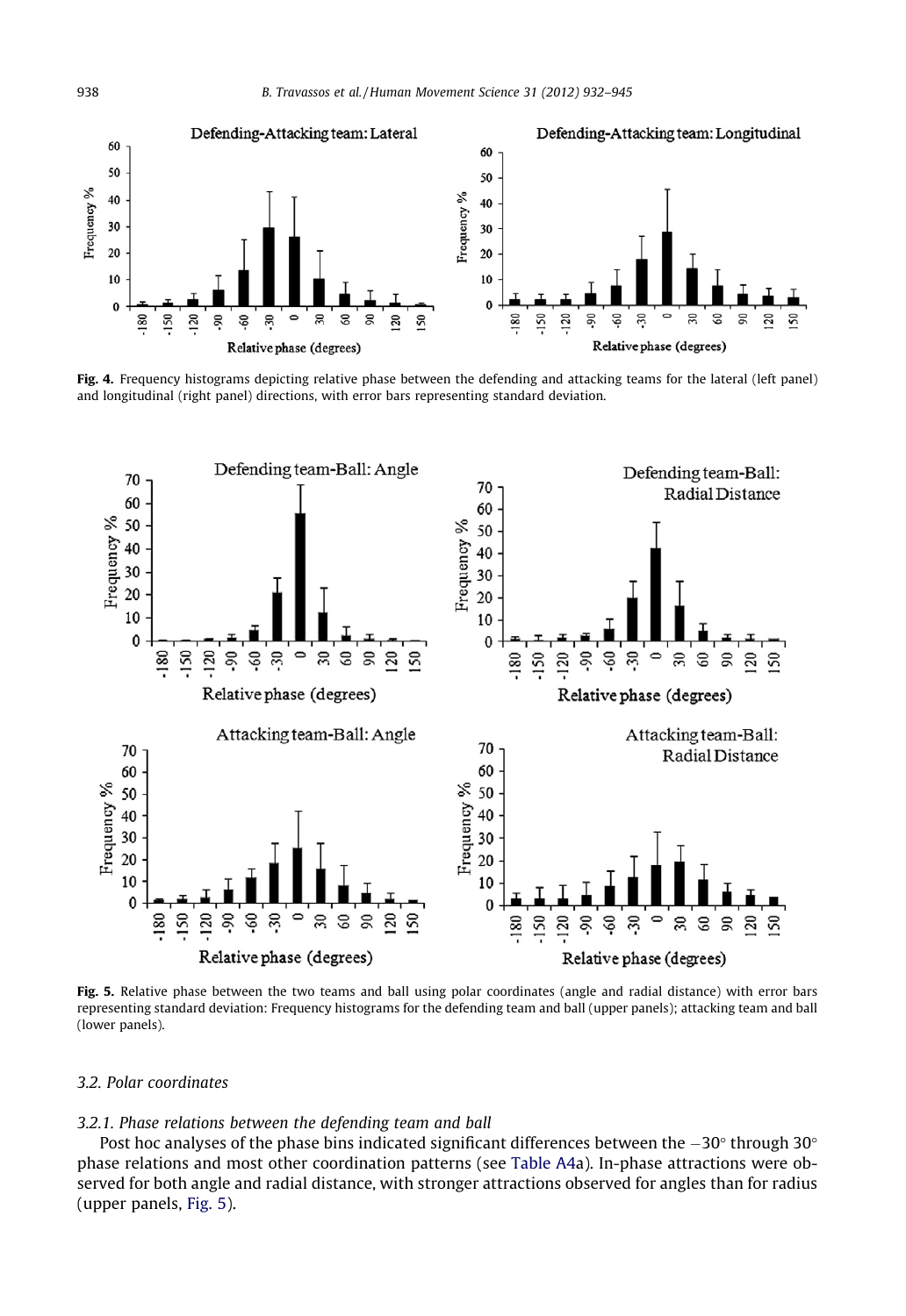Fig. 4. Frequency histograms depicting relative phase between the defending and attacking teams for the lateral (left panel) and longitudinal (right panel) directions, with error bars representing standard deviation.

Fig. 5. Relative phase between the two teams and ball using polar coordinates (angle and radial distance) with error bars representing standard deviation: Frequency histograms for the defending team and ball (upper panels); attacking team and ball (lower panels).

### 3.2. Polar coordinates

#### 3.2.1. Phase relations between the defending team and ball

Post hoc analyses of the phase bins indicated significant differences between the $-30°$ through $30°$ phase relations and most other coordination patterns (see Table A4a). In-phase attractions were observed for both angle and radial distance, with stronger attractions observed for angles than for radius (upper panels, Fig. 5).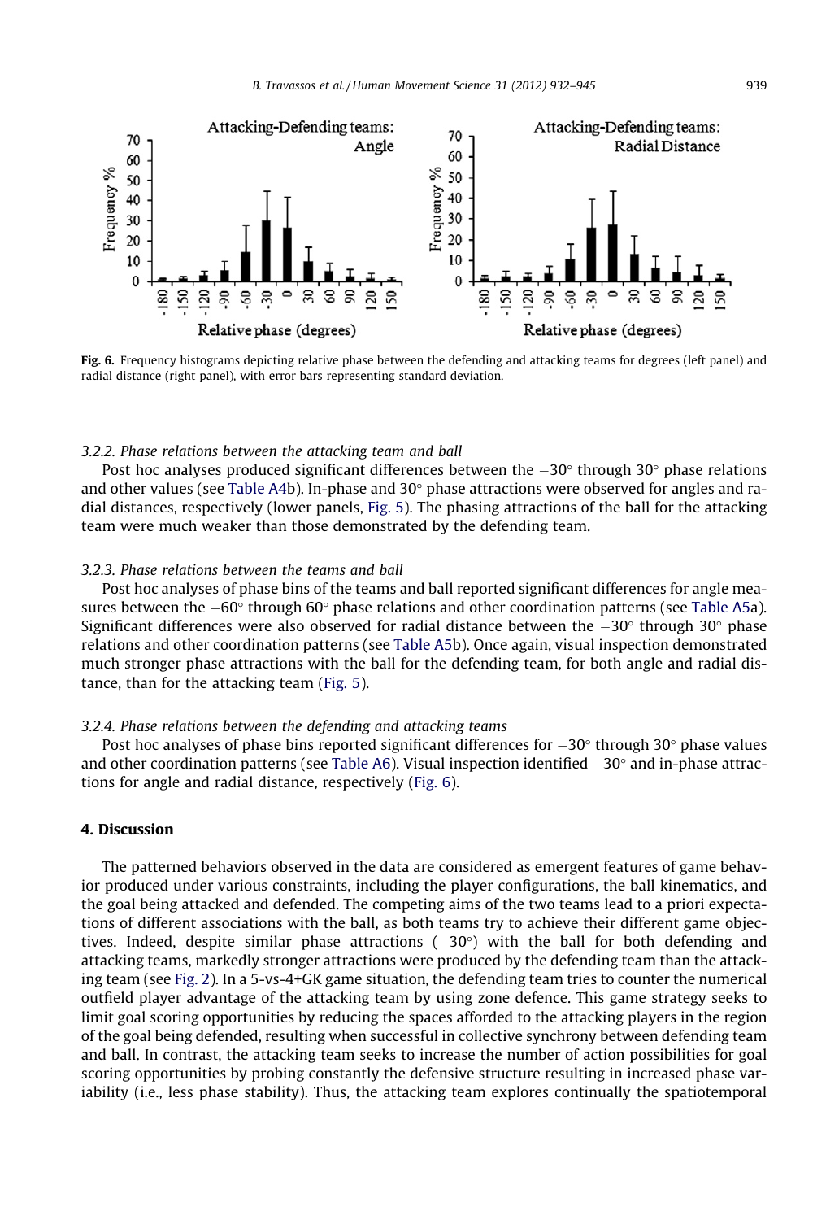Fig. 6. Frequency histograms depicting relative phase between the defending and attacking teams for degrees (left panel) and radial distance (right panel), with error bars representing standard deviation.

### 3.2.2. Phase relations between the attacking team and ball

Post hoc analyses produced significant differences between the −30° through 30° phase relations and other values (see Table A4b). In-phase and 30° phase attractions were observed for angles and radial distances, respectively (lower panels, Fig. 5). The phasing attractions of the ball for the attacking team were much weaker than those demonstrated by the defending team.

### 3.2.3. Phase relations between the teams and ball

Post hoc analyses of phase bins of the teams and ball reported significant differences for angle measures between the −60° through 60° phase relations and other coordination patterns (see Table A5a). Significant differences were also observed for radial distance between the −30° through 30° phase relations and other coordination patterns (see Table A5b). Once again, visual inspection demonstrated much stronger phase attractions with the ball for the defending team, for both angle and radial distance, than for the attacking team (Fig. 5).

### 3.2.4. Phase relations between the defending and attacking teams

Post hoc analyses of phase bins reported significant differences for −30° through 30° phase values and other coordination patterns (see Table A6). Visual inspection identified −30° and in-phase attractions for angle and radial distance, respectively (Fig. 6).

## 4. Discussion

The patterned behaviors observed in the data are considered as emergent features of game behavior produced under various constraints, including the player configurations, the ball kinematics, and the goal being attacked and defended. The competing aims of the two teams lead to a priori expectations of different associations with the ball, as both teams try to achieve their different game objectives. Indeed, despite similar phase attractions (−30°) with the ball for both defending and attacking teams, markedly stronger attractions were produced by the defending team than the attacking team (see Fig. 2). In a 5-vs-4+GK game situation, the defending team tries to counter the numerical outfield player advantage of the attacking team by using zone defence. This game strategy seeks to limit goal scoring opportunities by reducing the spaces afforded to the attacking players in the region of the goal being defended, resulting when successful in collective synchrony between defending team and ball. In contrast, the attacking team seeks to increase the number of action possibilities for goal scoring opportunities by probing constantly the defensive structure resulting in increased phase variability (i.e., less phase stability). Thus, the attacking team explores continually the spatiotemporal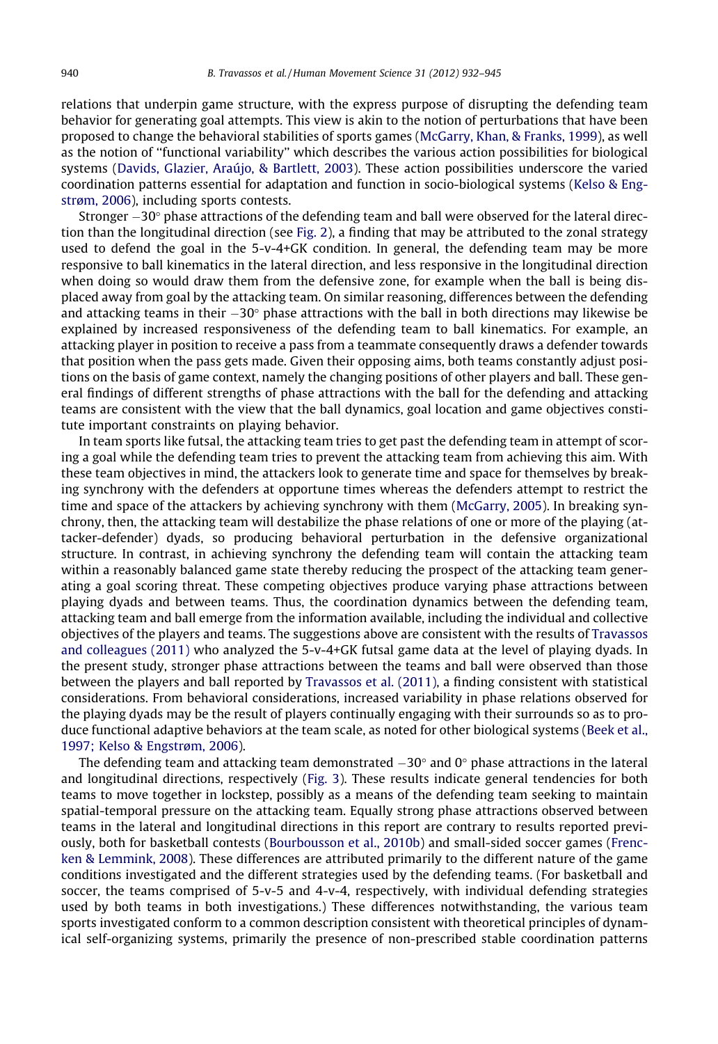relations that underpin game structure, with the express purpose of disrupting the defending team behavior for generating goal attempts. This view is akin to the notion of perturbations that have been proposed to change the behavioral stabilities of sports games (McGarry, Khan, & Franks, 1999), as well as the notion of "functional variability" which describes the various action possibilities for biological systems (Davids, Glazier, Araújo, & Bartlett, 2003). These action possibilities underscore the varied coordination patterns essential for adaptation and function in socio-biological systems (Kelso & Engstrøm, 2006), including sports contests.

Stronger $-30°$ phase attractions of the defending team and ball were observed for the lateral direction than the longitudinal direction (see Fig. 2), a finding that may be attributed to the zonal strategy used to defend the goal in the 5-v-4+GK condition. In general, the defending team may be more responsive to ball kinematics in the lateral direction, and less responsive in the longitudinal direction when doing so would draw them from the defensive zone, for example when the ball is being displaced away from goal by the attacking team. On similar reasoning, differences between the defending and attacking teams in their $-30°$ phase attractions with the ball in both directions may likewise be explained by increased responsiveness of the defending team to ball kinematics. For example, an attacking player in position to receive a pass from a teammate consequently draws a defender towards that position when the pass gets made. Given their opposing aims, both teams constantly adjust positions on the basis of game context, namely the changing positions of other players and ball. These general findings of different strengths of phase attractions with the ball for the defending and attacking teams are consistent with the view that the ball dynamics, goal location and game objectives constitute important constraints on playing behavior.

In team sports like futsal, the attacking team tries to get past the defending team in attempt of scoring a goal while the defending team tries to prevent the attacking team from achieving this aim. With these team objectives in mind, the attackers look to generate time and space for themselves by breaking synchrony with the defenders at opportune times whereas the defenders attempt to restrict the time and space of the attackers by achieving synchrony with them (McGarry, 2005). In breaking synchrony, then, the attacking team will destabilize the phase relations of one or more of the playing (attacker-defender) dyads, so producing behavioral perturbation in the defensive organizational structure. In contrast, in achieving synchrony the defending team will contain the attacking team within a reasonably balanced game state thereby reducing the prospect of the attacking team generating a goal scoring threat. These competing objectives produce varying phase attractions between playing dyads and between teams. Thus, the coordination dynamics between the defending team, attacking team and ball emerge from the information available, including the individual and collective objectives of the players and teams. The suggestions above are consistent with the results of Travassos and colleagues (2011) who analyzed the 5-v-4+GK futsal game data at the level of playing dyads. In the present study, stronger phase attractions between the teams and ball were observed than those between the players and ball reported by Travassos et al. (2011), a finding consistent with statistical considerations. From behavioral considerations, increased variability in phase relations observed for the playing dyads may be the result of players continually engaging with their surrounds so as to produce functional adaptive behaviors at the team scale, as noted for other biological systems (Beek et al., 1997; Kelso & Engstrøm, 2006).

The defending team and attacking team demonstrated $-30°$ and $0°$ phase attractions in the lateral and longitudinal directions, respectively (Fig. 3). These results indicate general tendencies for both teams to move together in lockstep, possibly as a means of the defending team seeking to maintain spatial-temporal pressure on the attacking team. Equally strong phase attractions observed between teams in the lateral and longitudinal directions in this report are contrary to results reported previously, both for basketball contests (Bourbousson et al., 2010b) and small-sided soccer games (Frencken & Lemmink, 2008). These differences are attributed primarily to the different nature of the game conditions investigated and the different strategies used by the defending teams. (For basketball and soccer, the teams comprised of 5-v-5 and 4-v-4, respectively, with individual defending strategies used by both teams in both investigations.) These differences notwithstanding, the various team sports investigated conform to a common description consistent with theoretical principles of dynamical self-organizing systems, primarily the presence of non-prescribed stable coordination patterns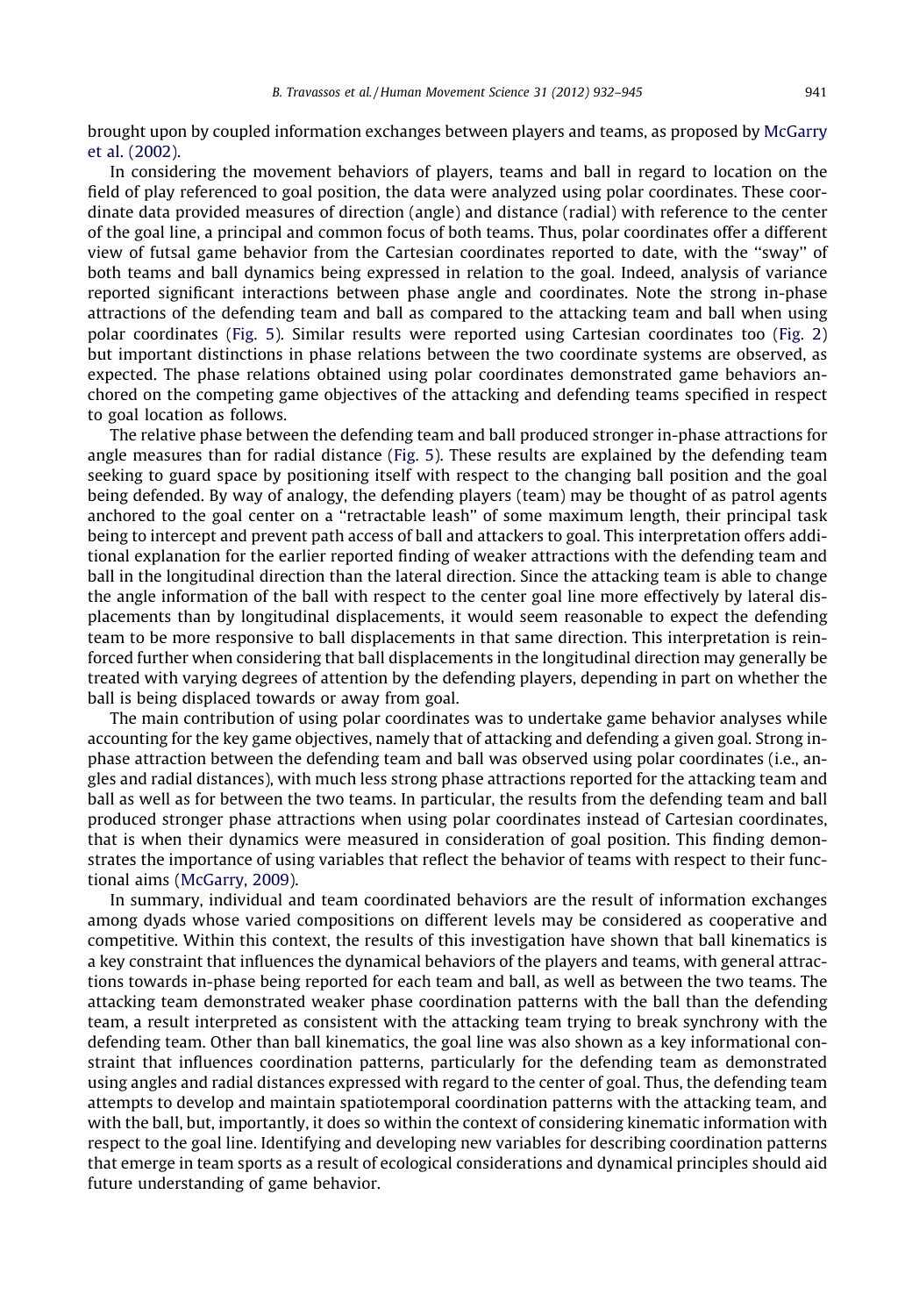brought upon by coupled information exchanges between players and teams, as proposed by McGarry et al. (2002).

In considering the movement behaviors of players, teams and ball in regard to location on the field of play referenced to goal position, the data were analyzed using polar coordinates. These coordinate data provided measures of direction (angle) and distance (radial) with reference to the center of the goal line, a principal and common focus of both teams. Thus, polar coordinates offer a different view of futsal game behavior from the Cartesian coordinates reported to date, with the ''sway'' of both teams and ball dynamics being expressed in relation to the goal. Indeed, analysis of variance reported significant interactions between phase angle and coordinates. Note the strong in-phase attractions of the defending team and ball as compared to the attacking team and ball when using polar coordinates (Fig. 5). Similar results were reported using Cartesian coordinates too (Fig. 2) but important distinctions in phase relations between the two coordinate systems are observed, as expected. The phase relations obtained using polar coordinates demonstrated game behaviors anchored on the competing game objectives of the attacking and defending teams specified in respect to goal location as follows.

The relative phase between the defending team and ball produced stronger in-phase attractions for angle measures than for radial distance (Fig. 5). These results are explained by the defending team seeking to guard space by positioning itself with respect to the changing ball position and the goal being defended. By way of analogy, the defending players (team) may be thought of as patrol agents anchored to the goal center on a ''retractable leash'' of some maximum length, their principal task being to intercept and prevent path access of ball and attackers to goal. This interpretation offers additional explanation for the earlier reported finding of weaker attractions with the defending team and ball in the longitudinal direction than the lateral direction. Since the attacking team is able to change the angle information of the ball with respect to the center goal line more effectively by lateral displacements than by longitudinal displacements, it would seem reasonable to expect the defending team to be more responsive to ball displacements in that same direction. This interpretation is reinforced further when considering that ball displacements in the longitudinal direction may generally be treated with varying degrees of attention by the defending players, depending in part on whether the ball is being displaced towards or away from goal.

The main contribution of using polar coordinates was to undertake game behavior analyses while accounting for the key game objectives, namely that of attacking and defending a given goal. Strong in-phase attraction between the defending team and ball was observed using polar coordinates (i.e., angles and radial distances), with much less strong phase attractions reported for the attacking team and ball as well as for between the two teams. In particular, the results from the defending team and ball produced stronger phase attractions when using polar coordinates instead of Cartesian coordinates, that is when their dynamics were measured in consideration of goal position. This finding demonstrates the importance of using variables that reflect the behavior of teams with respect to their functional aims (McGarry, 2009).

In summary, individual and team coordinated behaviors are the result of information exchanges among dyads whose varied compositions on different levels may be considered as cooperative and competitive. Within this context, the results of this investigation have shown that ball kinematics is a key constraint that influences the dynamical behaviors of the players and teams, with general attractions towards in-phase being reported for each team and ball, as well as between the two teams. The attacking team demonstrated weaker phase coordination patterns with the ball than the defending team, a result interpreted as consistent with the attacking team trying to break synchrony with the defending team. Other than ball kinematics, the goal line was also shown as a key informational constraint that influences coordination patterns, particularly for the defending team as demonstrated using angles and radial distances expressed with regard to the center of goal. Thus, the defending team attempts to develop and maintain spatiotemporal coordination patterns with the attacking team, and with the ball, but, importantly, it does so within the context of considering kinematic information with respect to the goal line. Identifying and developing new variables for describing coordination patterns that emerge in team sports as a result of ecological considerations and dynamical principles should aid future understanding of game behavior.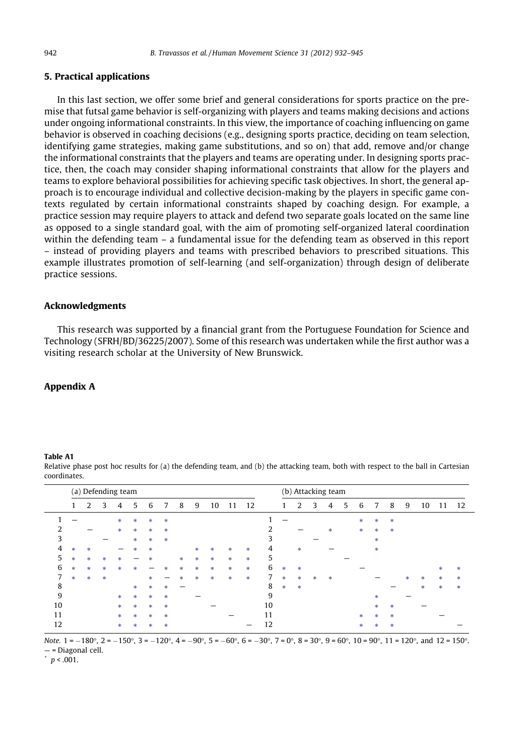## 5. Practical applications

In this last section, we offer some brief and general considerations for sports practice on the premise that futsal game behavior is self-organizing with players and teams making decisions and actions under ongoing informational constraints. In this view, the importance of coaching influencing on game behavior is observed in coaching decisions (e.g., designing sports practice, deciding on team selection, identifying game strategies, making game substitutions, and so on) that add, remove and/or change the informational constraints that the players and teams are operating under. In designing sports practice, then, the coach may consider shaping informational constraints that allow for the players and teams to explore behavioral possibilities for achieving specific task objectives. In short, the general approach is to encourage individual and collective decision-making by the players in specific game contexts regulated by certain informational constraints shaped by coaching design. For example, a practice session may require players to attack and defend two separate goals located on the same line as opposed to a single standard goal, with the aim of promoting self-organized lateral coordination within the defending team – a fundamental issue for the defending team as observed in this report – instead of providing players and teams with prescribed behaviors to prescribed situations. This example illustrates promotion of self-learning (and self-organization) through design of deliberate practice sessions.

## Acknowledgments

This research was supported by a financial grant from the Portuguese Foundation for Science and Technology (SFRH/BD/36225/2007). Some of this research was undertaken while the first author was a visiting research scholar at the University of New Brunswick.

## Appendix A

**Table A1**
Relative phase post hoc results for (a) the defending team, and (b) the attacking team, both with respect to the ball in Cartesian coordinates.

| | (a) Defending team | | | | | | | | | | | | | (b) Attacking team | | | | | | | | | | | |
|---|---|---|---|---|---|---|---|---|---|---|---|---|---|---|---|---|---|---|---|---|---|---|---|---|---|
| | 1 | 2 | 3 | 4 | 5 | 6 | 7 | 8 | 9 | 10 | 11 | 12 | | 1 | 2 | 3 | 4 | 5 | 6 | 7 | 8 | 9 | 10 | 11 | 12 |
| 1 | — | | | * | * | * | * | | | | | | 1 | — | | | | | * | * | * | | | | |
| 2 | | — | | * | * | * | * | | | | | | 2 | | — | | * | | * | * | * | | | | |
| 3 | | | — | | * | * | * | | | | | | 3 | | | — | | | | * | | | | | |
| 4 | * | * | | — | * | * | | | * | * | * | * | 4 | | * | | — | | | * | | | | | |
| 5 | * | * | * | * | — | * | | * | * | * | * | * | 5 | | | | | — | | | | | | | |
| 6 | * | * | * | * | * | — | * | * | * | * | * | * | 6 | * | * | | | | — | | | | | * | * |
| 7 | * | * | * | | | * | — | * | * | * | * | * | 7 | * | * | * | * | | | — | | * | * | * | * |
| 8 | | | | | * | * | * | — | | | | | 8 | * | * | | | | | | — | | * | * | * |
| 9 | | | | * | * | * | * | | — | | | | 9 | | | | | | | * | | — | | | |
| 10 | | | | * | * | * | * | | | — | | | 10 | | | | | | | * | * | | — | | |
| 11 | | | | * | * | * | * | | | | — | | 11 | | | | | | * | * | * | | | — | |
| 12 | | | | * | * | * | * | | | | | — | 12 | | | | | | * | * | * | | | | — |

*Note.* 1 = −180°, 2 = −150°, 3 = −120°, 4 = −90°, 5 = −60°, 6 = −30°, 7 = 0°, 8 = 30°, 9 = 60°, 10 = 90°, 11 = 120°, and 12 = 150°.
— = Diagonal cell.
[*] $p < .001$.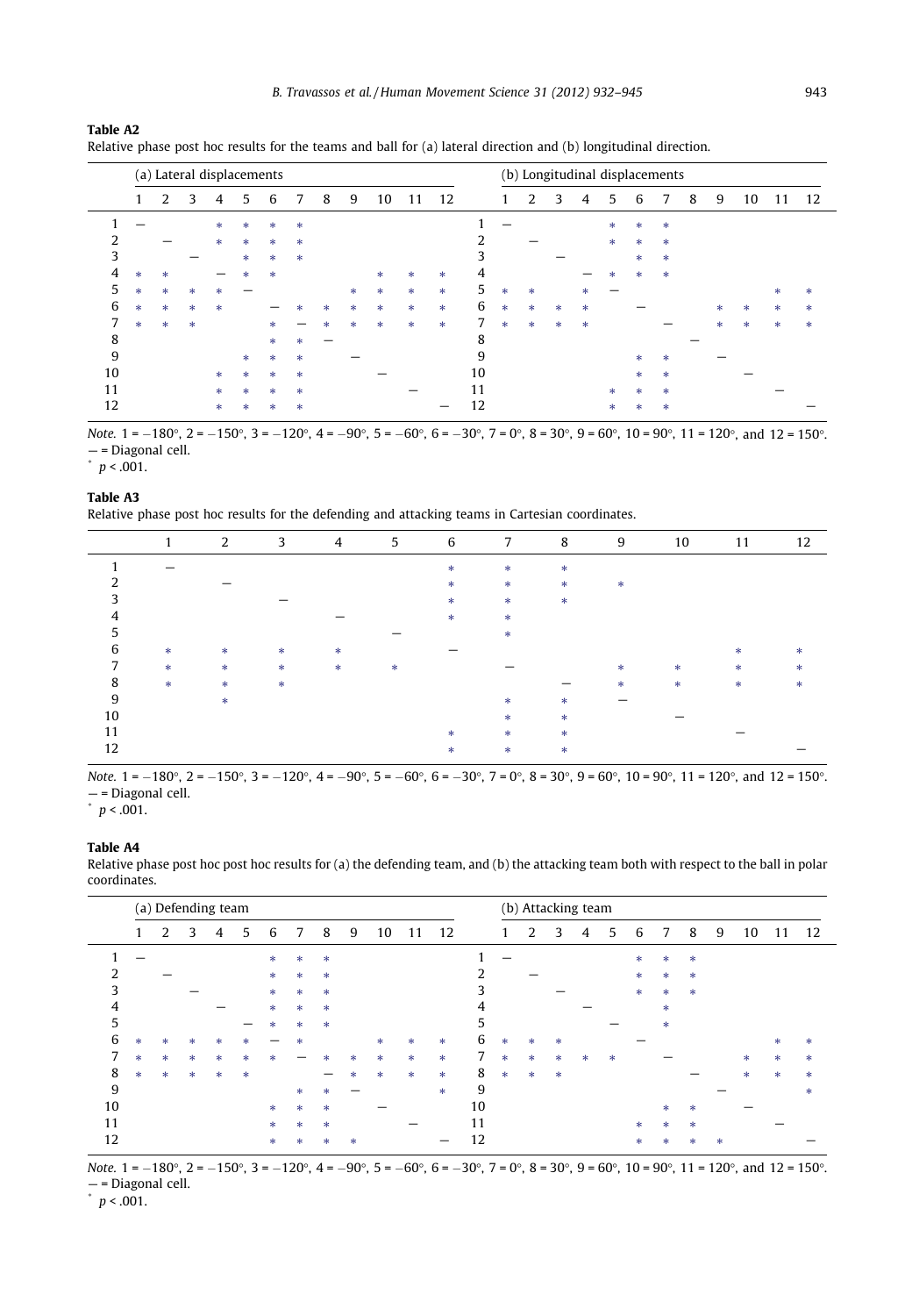**Table A2**
Relative phase post hoc results for the teams and ball for (a) lateral direction and (b) longitudinal direction.

| | (a) Lateral displacements | | | | | | | | | | | | | (b) Longitudinal displacements | | | | | | | | | | | |
|---|---|---|---|---|---|---|---|---|---|---|---|---|---|---|---|---|---|---|---|---|---|---|---|---|---|
| | 1 | 2 | 3 | 4 | 5 | 6 | 7 | 8 | 9 | 10 | 11 | 12 | | 1 | 2 | 3 | 4 | 5 | 6 | 7 | 8 | 9 | 10 | 11 | 12 |
| 1 | — | | | * | * | * | * | | | | | | 1 | — | | | | * | * | * | | | | | |
| 2 | | — | | * | * | * | * | | | | | | 2 | | — | | | * | * | * | | | | | |
| 3 | | | — | | * | * | * | | | | | | 3 | | | — | | | * | * | | | | | |
| 4 | * | * | | — | * | * | | | | * | * | * | 4 | | | | — | * | * | * | | | | | |
| 5 | * | * | * | * | — | | | | * | * | * | * | 5 | * | * | | * | — | | | | | | * | * |
| 6 | * | * | * | * | | — | * | * | * | * | * | * | 6 | * | * | * | * | | — | | | * | * | * | * |
| 7 | * | * | * | | | * | — | * | * | * | * | * | 7 | * | * | * | * | | | — | | * | * | * | * |
| 8 | | | | | | * | * | — | | | | | 8 | | | | | | | | — | | | | |
| 9 | | | | | * | * | * | | — | | | | 9 | | | | | | * | * | | — | | | |
| 10 | | | | * | * | * | * | | | — | | | 10 | | | | | | * | * | | | — | | |
| 11 | | | | * | * | * | * | | | | — | | 11 | | | | | * | * | * | | | | — | |
| 12 | | | | * | * | * | * | | | | | — | 12 | | | | | * | * | * | | | | | — |

*Note.* 1 = −180°, 2 = −150°, 3 = −120°, 4 = −90°, 5 = −60°, 6 = −30°, 7 = 0°, 8 = 30°, 9 = 60°, 10 = 90°, 11 = 120°, and 12 = 150°.
— = Diagonal cell.
* $p < .001$.

**Table A3**
Relative phase post hoc results for the defending and attacking teams in Cartesian coordinates.

| | 1 | 2 | 3 | 4 | 5 | 6 | 7 | 8 | 9 | 10 | 11 | 12 |
|---|---|---|---|---|---|---|---|---|---|---|---|---|
| 1 | — | | | | | * | * | * | | | | |
| 2 | | — | | | | * | * | * | * | | | |
| 3 | | | — | | | * | * | * | | | | |
| 4 | | | | — | | * | * | | | | | |
| 5 | | | | | — | | * | | | | | |
| 6 | * | * | * | * | | — | | | | | * | * |
| 7 | * | * | * | * | * | | — | | * | * | * | * |
| 8 | * | * | * | | | | | — | * | * | * | * |
| 9 | | * | | | | | * | * | — | | | |
| 10 | | | | | | | * | * | | — | | |
| 11 | | | | | | * | * | * | | | — | |
| 12 | | | | | | * | * | * | | | | — |

*Note.* 1 = −180°, 2 = −150°, 3 = −120°, 4 = −90°, 5 = −60°, 6 = −30°, 7 = 0°, 8 = 30°, 9 = 60°, 10 = 90°, 11 = 120°, and 12 = 150°.
— = Diagonal cell.
* $p < .001$.

**Table A4**
Relative phase post hoc post hoc results for (a) the defending team, and (b) the attacking team both with respect to the ball in polar coordinates.

| | (a) Defending team | | | | | | | | | | | | | (b) Attacking team | | | | | | | | | | | |
|---|---|---|---|---|---|---|---|---|---|---|---|---|---|---|---|---|---|---|---|---|---|---|---|---|---|
| | 1 | 2 | 3 | 4 | 5 | 6 | 7 | 8 | 9 | 10 | 11 | 12 | | 1 | 2 | 3 | 4 | 5 | 6 | 7 | 8 | 9 | 10 | 11 | 12 |
| 1 | — | | | | | * | * | * | | | | | 1 | — | | | | | * | * | * | | | | |
| 2 | | — | | | | * | * | * | | | | | 2 | | — | | | | * | * | * | | | | |
| 3 | | | — | | | * | * | * | | | | | 3 | | | — | | | * | * | * | | | | |
| 4 | | | | — | | * | * | * | | | | | 4 | | | | — | | | * | | | | | |
| 5 | | | | | — | * | * | * | | | | | 5 | | | | | — | | * | | | | | |
| 6 | * | * | * | * | * | — | * | | | * | * | * | 6 | * | * | * | | | — | | | | | * | * |
| 7 | * | * | * | * | * | * | — | * | * | * | * | * | 7 | * | * | * | * | * | | — | | | * | * | * |
| 8 | * | * | * | * | * | | | — | * | * | * | * | 8 | * | * | * | | | | | — | | * | * | * |
| 9 | | | | | | | * | * | — | | | * | 9 | | | | | | | | | — | | | * |
| 10 | | | | | | * | * | * | | — | | | 10 | | | | | | | * | * | | — | | |
| 11 | | | | | | * | * | * | | | — | | 11 | | | | | | * | * | * | | | — | |
| 12 | | | | | | * | * | * | * | | | — | 12 | | | | | | * | * | * | * | | | — |

*Note.* 1 = −180°, 2 = −150°, 3 = −120°, 4 = −90°, 5 = −60°, 6 = −30°, 7 = 0°, 8 = 30°, 9 = 60°, 10 = 90°, 11 = 120°, and 12 = 150°.
— = Diagonal cell.
* $p < .001$.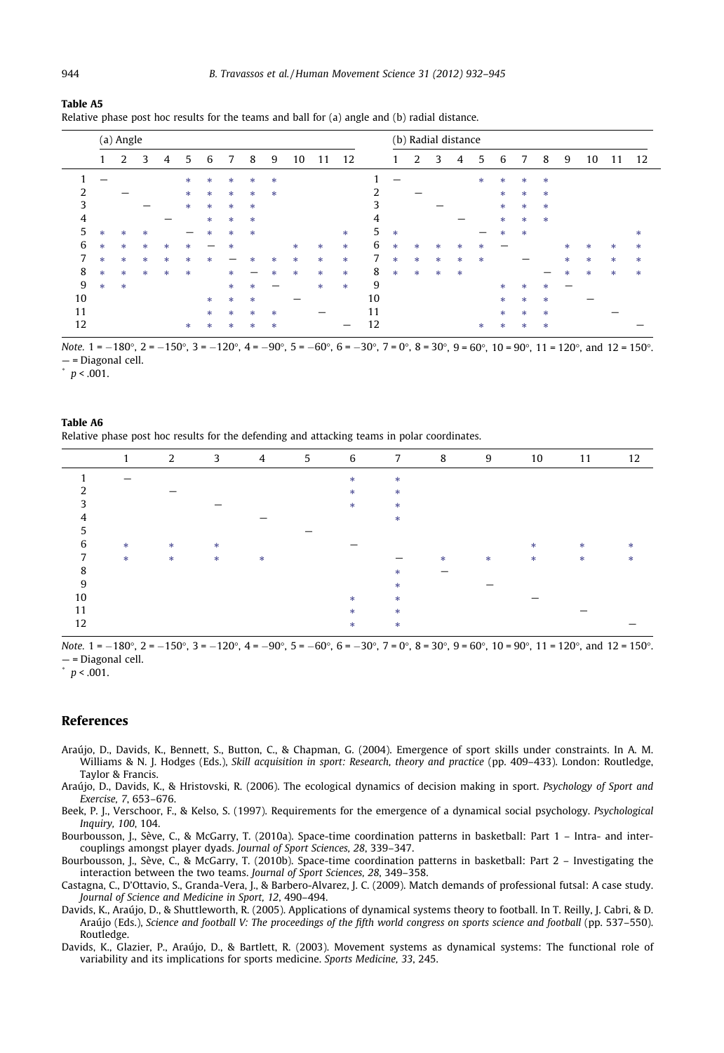**Table A5**

Relative phase post hoc results for the teams and ball for (a) angle and (b) radial distance.

| | (a) Angle | | | | | | | | | | | | | (b) Radial distance | | | | | | | | | | | |
|---|---|---|---|---|---|---|---|---|---|---|---|---|---|---|---|---|---|---|---|---|---|---|---|---|---|
| | 1 | 2 | 3 | 4 | 5 | 6 | 7 | 8 | 9 | 10 | 11 | 12 | | 1 | 2 | 3 | 4 | 5 | 6 | 7 | 8 | 9 | 10 | 11 | 12 |
| 1 | — | | | | * | * | * | * | * | | | | 1 | — | | | | * | * | * | * | | | | |
| 2 | | — | | | * | * | * | * | * | | | | 2 | | — | | | | * | * | * | | | | |
| 3 | | | — | | * | * | * | * | | | | | 3 | | | — | | | * | * | * | | | | |
| 4 | | | | — | | * | * | * | | | | | 4 | | | | — | | * | * | * | | | | |
| 5 | * | * | * | | — | * | * | * | | | | * | 5 | * | | | | — | * | * | | | | | * |
| 6 | * | * | * | * | * | — | * | | | * | * | * | 6 | * | * | * | * | * | — | | | * | * | * | * |
| 7 | * | * | * | * | * | * | — | * | * | * | * | * | 7 | * | * | * | * | * | | — | | * | * | * | * |
| 8 | * | * | * | * | * | | * | — | * | * | * | * | 8 | * | * | * | * | | | | — | * | * | * | * |
| 9 | * | * | | | | | * | * | — | | * | * | 9 | | | | | | * | * | * | — | | | |
| 10 | | | | | | * | * | * | | — | | | 10 | | | | | | * | * | * | | — | | |
| 11 | | | | | | * | * | * | * | | — | | 11 | | | | | | * | * | * | | | — | |
| 12 | | | | | * | * | * | * | * | | | — | 12 | | | | | * | * | * | * | | | | — |

*Note.* 1 = −180°, 2 = −150°, 3 = −120°, 4 = −90°, 5 = −60°, 6 = −30°, 7 = 0°, 8 = 30°, 9 = 60°, 10 = 90°, 11 = 120°, and 12 = 150°.
— = Diagonal cell.
* $p < .001$.

**Table A6**

Relative phase post hoc results for the defending and attacking teams in polar coordinates.

| | 1 | 2 | 3 | 4 | 5 | 6 | 7 | 8 | 9 | 10 | 11 | 12 |
|---|---|---|---|---|---|---|---|---|---|---|---|---|
| 1 | — | | | | | * | * | | | | | |
| 2 | | — | | | | * | * | | | | | |
| 3 | | | — | | | * | * | | | | | |
| 4 | | | | — | | | * | | | | | |
| 5 | | | | | — | | | | | | | |
| 6 | * | * | * | | | — | | | | * | * | * |
| 7 | * | * | * | * | | | — | * | * | * | * | * |
| 8 | | | | | | | * | — | | | | |
| 9 | | | | | | | * | | — | | | |
| 10 | | | | | | * | * | | | — | | |
| 11 | | | | | | * | * | | | | — | |
| 12 | | | | | | * | * | | | | | — |

*Note.* 1 = −180°, 2 = −150°, 3 = −120°, 4 = −90°, 5 = −60°, 6 = −30°, 7 = 0°, 8 = 30°, 9 = 60°, 10 = 90°, 11 = 120°, and 12 = 150°.
— = Diagonal cell.
* $p < .001$.

## References

Araújo, D., Davids, K., Bennett, S., Button, C., & Chapman, G. (2004). Emergence of sport skills under constraints. In A. M. Williams & N. J. Hodges (Eds.), *Skill acquisition in sport: Research, theory and practice* (pp. 409–433). London: Routledge, Taylor & Francis.

Araújo, D., Davids, K., & Hristovski, R. (2006). The ecological dynamics of decision making in sport. *Psychology of Sport and Exercise, 7*, 653–676.

Beek, P. J., Verschoor, F., & Kelso, S. (1997). Requirements for the emergence of a dynamical social psychology. *Psychological Inquiry, 100*, 104.

Bourbousson, J., Sève, C., & McGarry, T. (2010a). Space-time coordination patterns in basketball: Part 1 – Intra- and inter-couplings amongst player dyads. *Journal of Sport Sciences, 28*, 339–347.

Bourbousson, J., Sève, C., & McGarry, T. (2010b). Space-time coordination patterns in basketball: Part 2 – Investigating the interaction between the two teams. *Journal of Sport Sciences, 28*, 349–358.

Castagna, C., D'Ottavio, S., Granda-Vera, J., & Barbero-Alvarez, J. C. (2009). Match demands of professional futsal: A case study. *Journal of Science and Medicine in Sport, 12*, 490–494.

Davids, K., Araújo, D., & Shuttleworth, R. (2005). Applications of dynamical systems theory to football. In T. Reilly, J. Cabri, & D. Araújo (Eds.), *Science and football V: The proceedings of the fifth world congress on sports science and football* (pp. 537–550). Routledge.

Davids, K., Glazier, P., Araújo, D., & Bartlett, R. (2003). Movement systems as dynamical systems: The functional role of variability and its implications for sports medicine. *Sports Medicine, 33*, 245.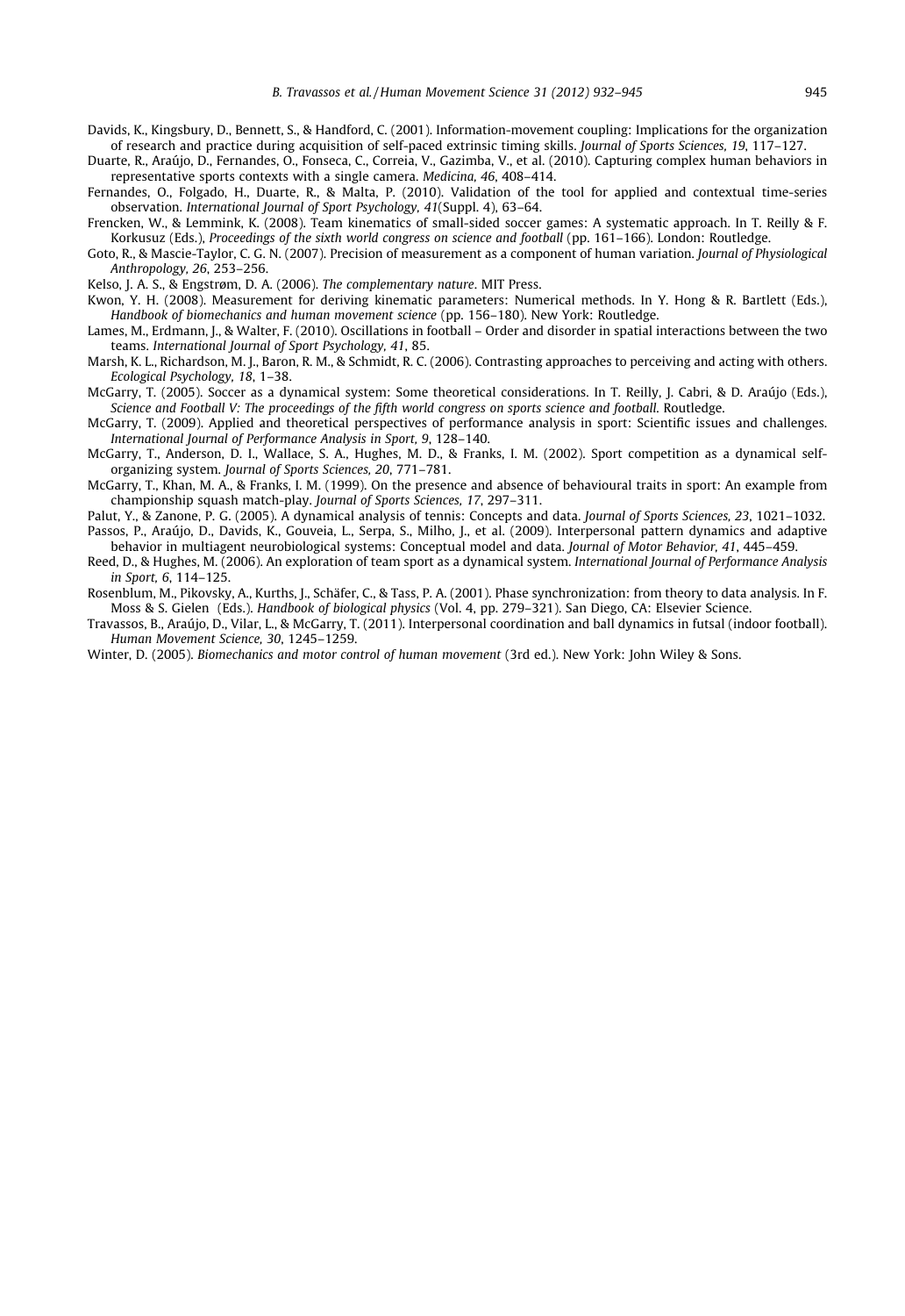Davids, K., Kingsbury, D., Bennett, S., & Handford, C. (2001). Information-movement coupling: Implications for the organization of research and practice during acquisition of self-paced extrinsic timing skills. *Journal of Sports Sciences, 19*, 117–127.

Duarte, R., Araújo, D., Fernandes, O., Fonseca, C., Correia, V., Gazimba, V., et al. (2010). Capturing complex human behaviors in representative sports contexts with a single camera. *Medicina, 46*, 408–414.

Fernandes, O., Folgado, H., Duarte, R., & Malta, P. (2010). Validation of the tool for applied and contextual time-series observation. *International Journal of Sport Psychology, 41*(Suppl. 4), 63–64.

Frencken, W., & Lemmink, K. (2008). Team kinematics of small-sided soccer games: A systematic approach. In T. Reilly & F. Korkusuz (Eds.), *Proceedings of the sixth world congress on science and football* (pp. 161–166). London: Routledge.

Goto, R., & Mascie-Taylor, C. G. N. (2007). Precision of measurement as a component of human variation. *Journal of Physiological Anthropology, 26*, 253–256.

Kelso, J. A. S., & Engstrøm, D. A. (2006). *The complementary nature*. MIT Press.

Kwon, Y. H. (2008). Measurement for deriving kinematic parameters: Numerical methods. In Y. Hong & R. Bartlett (Eds.), *Handbook of biomechanics and human movement science* (pp. 156–180). New York: Routledge.

Lames, M., Erdmann, J., & Walter, F. (2010). Oscillations in football – Order and disorder in spatial interactions between the two teams. *International Journal of Sport Psychology, 41*, 85.

Marsh, K. L., Richardson, M. J., Baron, R. M., & Schmidt, R. C. (2006). Contrasting approaches to perceiving and acting with others. *Ecological Psychology, 18*, 1–38.

McGarry, T. (2005). Soccer as a dynamical system: Some theoretical considerations. In T. Reilly, J. Cabri, & D. Araújo (Eds.), *Science and Football V: The proceedings of the fifth world congress on sports science and football*. Routledge.

McGarry, T. (2009). Applied and theoretical perspectives of performance analysis in sport: Scientific issues and challenges. *International Journal of Performance Analysis in Sport, 9*, 128–140.

McGarry, T., Anderson, D. I., Wallace, S. A., Hughes, M. D., & Franks, I. M. (2002). Sport competition as a dynamical self-organizing system. *Journal of Sports Sciences, 20*, 771–781.

McGarry, T., Khan, M. A., & Franks, I. M. (1999). On the presence and absence of behavioural traits in sport: An example from championship squash match-play. *Journal of Sports Sciences, 17*, 297–311.

Palut, Y., & Zanone, P. G. (2005). A dynamical analysis of tennis: Concepts and data. *Journal of Sports Sciences, 23*, 1021–1032.

Passos, P., Araújo, D., Davids, K., Gouveia, L., Serpa, S., Milho, J., et al. (2009). Interpersonal pattern dynamics and adaptive behavior in multiagent neurobiological systems: Conceptual model and data. *Journal of Motor Behavior, 41*, 445–459.

Reed, D., & Hughes, M. (2006). An exploration of team sport as a dynamical system. *International Journal of Performance Analysis in Sport, 6*, 114–125.

Rosenblum, M., Pikovsky, A., Kurths, J., Schäfer, C., & Tass, P. A. (2001). Phase synchronization: from theory to data analysis. In F. Moss & S. Gielen (Eds.). *Handbook of biological physics* (Vol. 4, pp. 279–321). San Diego, CA: Elsevier Science.

Travassos, B., Araújo, D., Vilar, L., & McGarry, T. (2011). Interpersonal coordination and ball dynamics in futsal (indoor football). *Human Movement Science, 30*, 1245–1259.

Winter, D. (2005). *Biomechanics and motor control of human movement* (3rd ed.). New York: John Wiley & Sons.